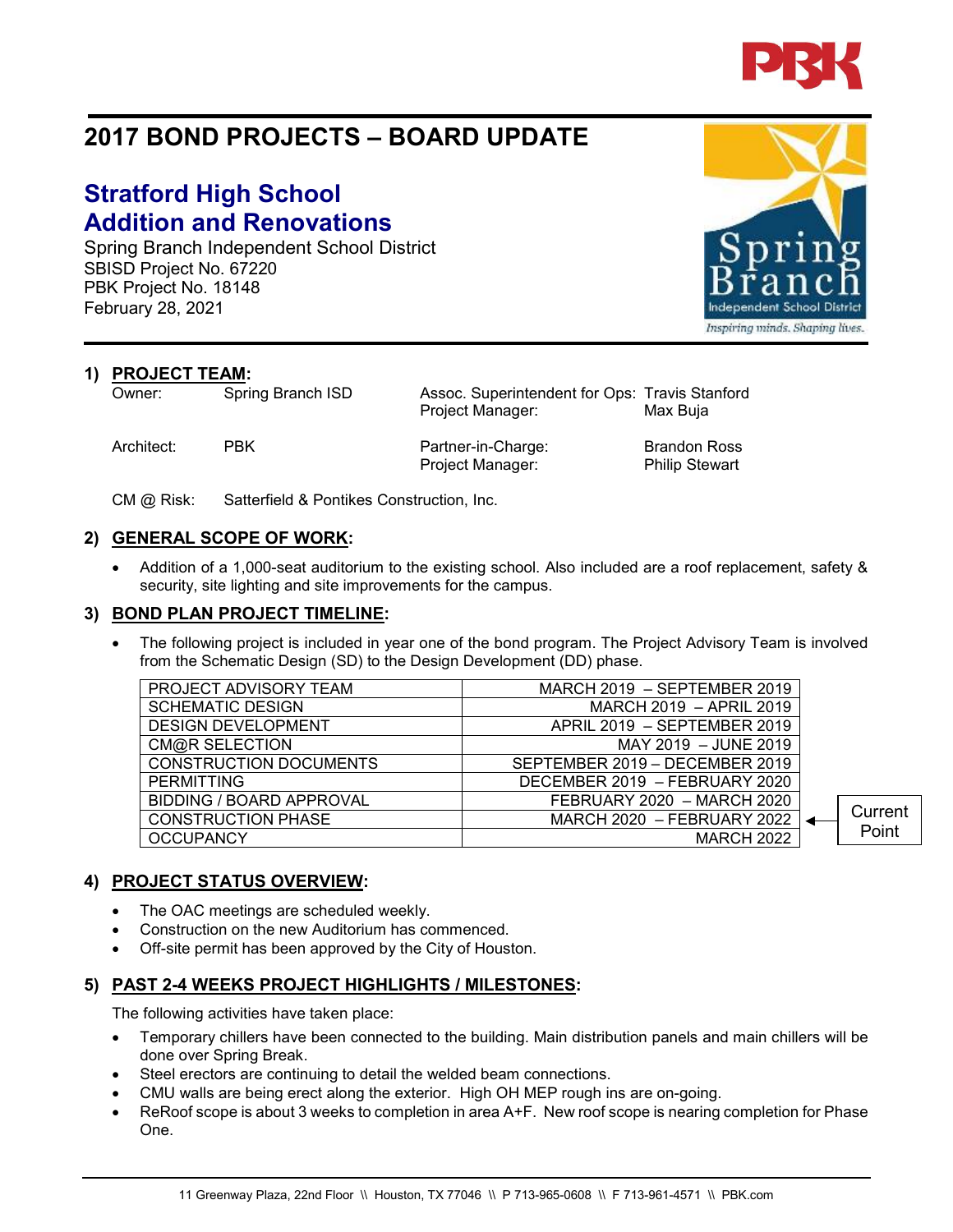# 2017 BOND PROJECTS – BOARD UPDATE

## Stratford High School
## Addition and Renovations

Spring Branch Independent School District
SBISD Project No. 67220
PBK Project No. 18148
February 28, 2021

### 1) PROJECT TEAM:

| | | | |
|---|---|---|---|
| Owner: | Spring Branch ISD | Assoc. Superintendent for Ops: | Travis Stanford |
| | | Project Manager: | Max Buja |
| Architect: | PBK | Partner-in-Charge: | Brandon Ross |
| | | Project Manager: | Philip Stewart |
| CM @ Risk: | Satterfield & Pontikes Construction, Inc. | | |

### 2) GENERAL SCOPE OF WORK:

- Addition of a 1,000-seat auditorium to the existing school. Also included are a roof replacement, safety & security, site lighting and site improvements for the campus.

### 3) BOND PLAN PROJECT TIMELINE:

- The following project is included in year one of the bond program. The Project Advisory Team is involved from the Schematic Design (SD) to the Design Development (DD) phase.

| | | |
|---|---|---|
| PROJECT ADVISORY TEAM | MARCH 2019 – SEPTEMBER 2019 | |
| SCHEMATIC DESIGN | MARCH 2019 – APRIL 2019 | |
| DESIGN DEVELOPMENT | APRIL 2019 – SEPTEMBER 2019 | |
| CM@R SELECTION | MAY 2019 – JUNE 2019 | |
| CONSTRUCTION DOCUMENTS | SEPTEMBER 2019 – DECEMBER 2019 | |
| PERMITTING | DECEMBER 2019 – FEBRUARY 2020 | |
| BIDDING / BOARD APPROVAL | FEBRUARY 2020 – MARCH 2020 | |
| CONSTRUCTION PHASE | MARCH 2020 – FEBRUARY 2022 | ← Current Point |
| OCCUPANCY | MARCH 2022 | |

### 4) PROJECT STATUS OVERVIEW:

- The OAC meetings are scheduled weekly.
- Construction on the new Auditorium has commenced.
- Off-site permit has been approved by the City of Houston.

### 5) PAST 2-4 WEEKS PROJECT HIGHLIGHTS / MILESTONES:

The following activities have taken place:

- Temporary chillers have been connected to the building. Main distribution panels and main chillers will be done over Spring Break.
- Steel erectors are continuing to detail the welded beam connections.
- CMU walls are being erect along the exterior. High OH MEP rough ins are on-going.
- ReRoof scope is about 3 weeks to completion in area A+F. New roof scope is nearing completion for Phase One.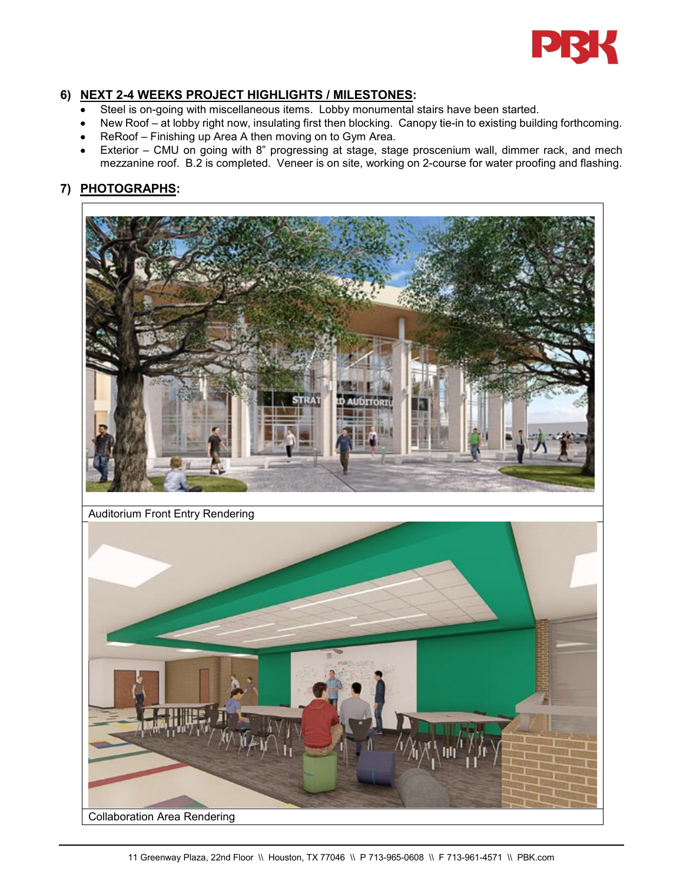## 6) NEXT 2-4 WEEKS PROJECT HIGHLIGHTS / MILESTONES:

- Steel is on-going with miscellaneous items. Lobby monumental stairs have been started.
- New Roof – at lobby right now, insulating first then blocking. Canopy tie-in to existing building forthcoming.
- ReRoof – Finishing up Area A then moving on to Gym Area.
- Exterior – CMU on going with 8" progressing at stage, stage proscenium wall, dimmer rack, and mech mezzanine roof. B.2 is completed. Veneer is on site, working on 2-course for water proofing and flashing.

## 7) PHOTOGRAPHS:

Auditorium Front Entry Rendering

Collaboration Area Rendering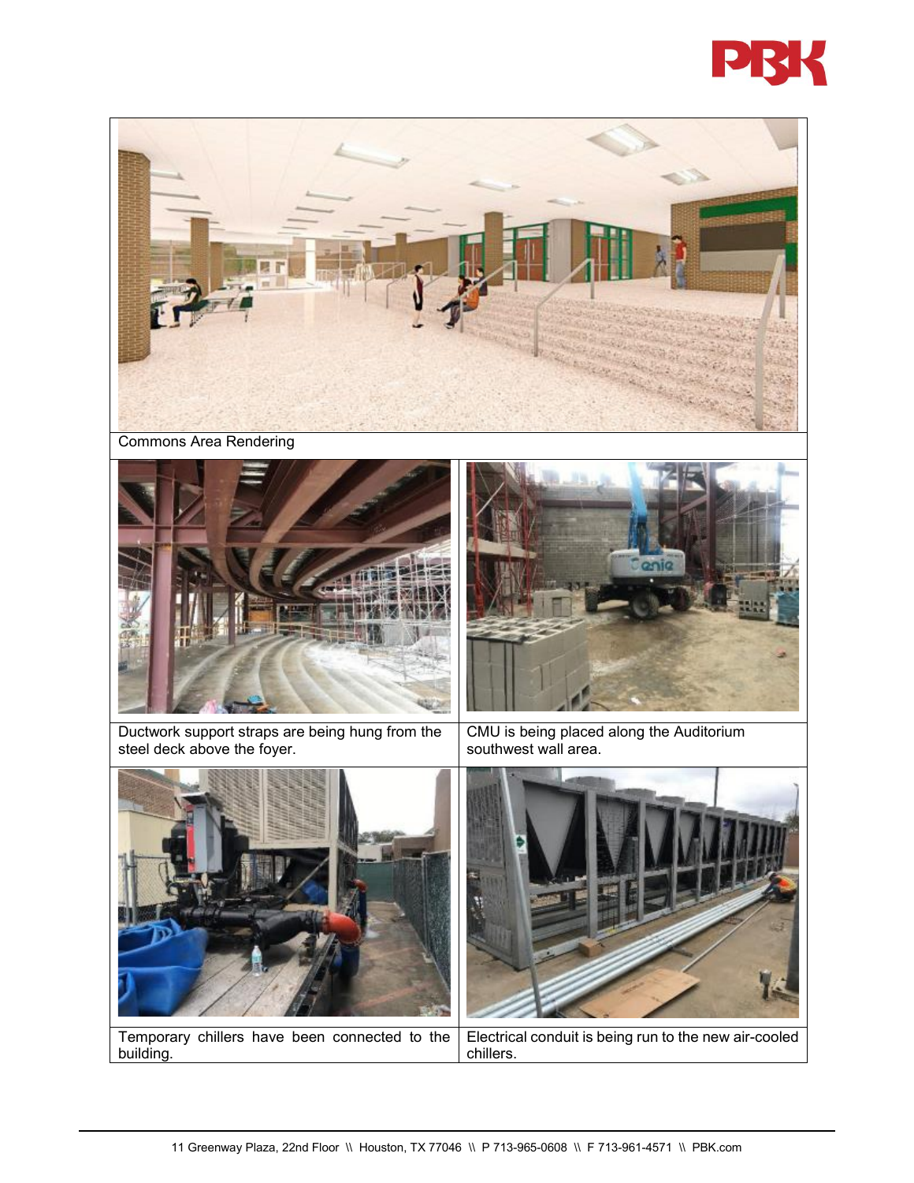Commons Area Rendering

Ductwork support straps are being hung from the steel deck above the foyer.

CMU is being placed along the Auditorium southwest wall area.

Temporary chillers have been connected to the building.

Electrical conduit is being run to the new air-cooled chillers.